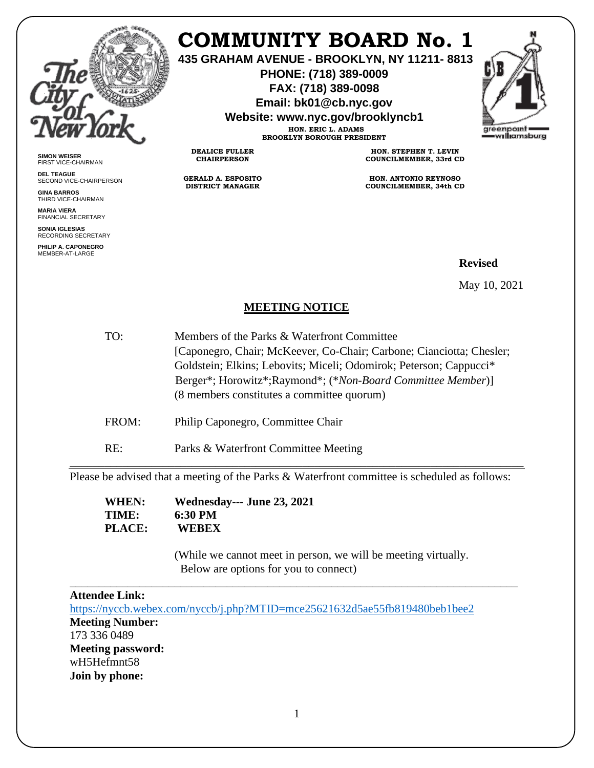# COMMUNITY BOARD No. 1

**435 GRAHAM AVENUE - BROOKLYN, NY 11211- 8813**
**PHONE: (718) 389-0009**
**FAX: (718) 389-0098**
**Email: bk01@cb.nyc.gov**
**Website: www.nyc.gov/brooklyncb1**

**HON. ERIC L. ADAMS**
**BROOKLYN BOROUGH PRESIDENT**

**SIMON WEISER**
FIRST VICE-CHAIRMAN

**DEL TEAGUE**
SECOND VICE-CHAIRPERSON

**GINA BARROS**
THIRD VICE-CHAIRMAN

**MARIA VIERA**
FINANCIAL SECRETARY

**SONIA IGLESIAS**
RECORDING SECRETARY

**PHILIP A. CAPONEGRO**
MEMBER-AT-LARGE

**DEALICE FULLER**
**CHAIRPERSON**

**GERALD A. ESPOSITO**
**DISTRICT MANAGER**

**HON. STEPHEN T. LEVIN**
**COUNCILMEMBER, 33rd CD**

**HON. ANTONIO REYNOSO**
**COUNCILMEMBER, 34th CD**

**Revised**

May 10, 2021

## MEETING NOTICE

TO: Members of the Parks & Waterfront Committee
[Caponegro, Chair; McKeever, Co-Chair; Carbone; Cianciotta; Chesler; Goldstein; Elkins; Lebovits; Miceli; Odomirok; Peterson; Cappucci* Berger*; Horowitz*;Raymond*; (*\*Non-Board Committee Member*)]
(8 members constitutes a committee quorum)

FROM: Philip Caponegro, Committee Chair

RE: Parks & Waterfront Committee Meeting

---

Please be advised that a meeting of the Parks & Waterfront committee is scheduled as follows:

**WHEN:** **Wednesday--- June 23, 2021**
**TIME:** **6:30 PM**
**PLACE:** **WEBEX**

(While we cannot meet in person, we will be meeting virtually. Below are options for you to connect)

---

**Attendee Link:**
https://nyccb.webex.com/nyccb/j.php?MTID=mce25621632d5ae55fb819480beb1bee2
**Meeting Number:**
173 336 0489
**Meeting password:**
wH5Hefmnt58
**Join by phone:**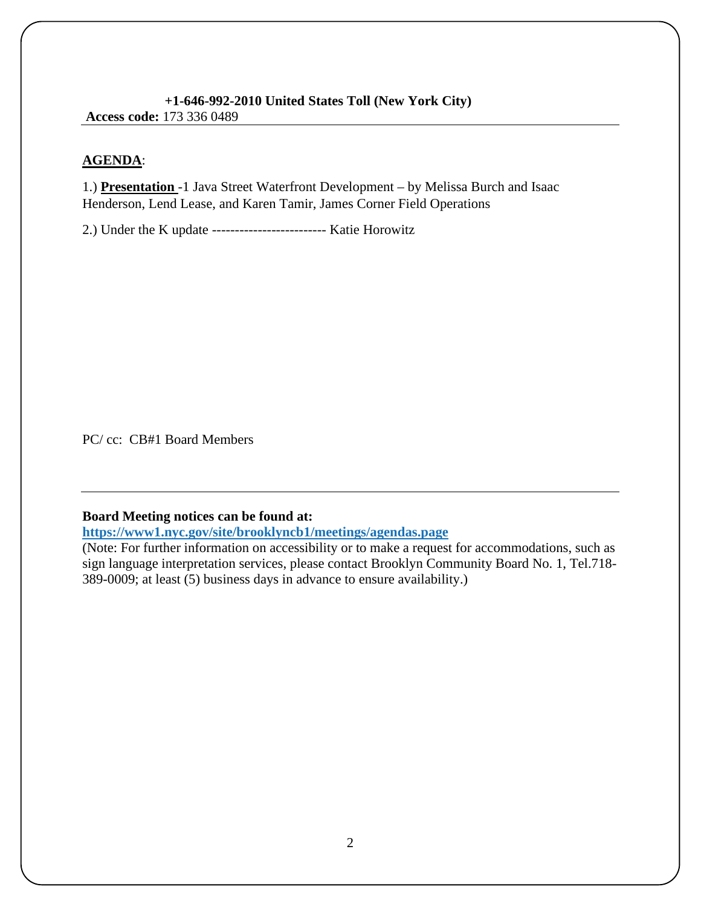**+1-646-992-2010 United States Toll (New York City)**
**Access code:** 173 336 0489

---

**AGENDA**:

1.) **Presentation** -1 Java Street Waterfront Development – by Melissa Burch and Isaac Henderson, Lend Lease, and Karen Tamir, James Corner Field Operations

2.) Under the K update ------------------------- Katie Horowitz

PC/ cc: CB#1 Board Members

---

**Board Meeting notices can be found at:**
**https://www1.nyc.gov/site/brooklyncb1/meetings/agendas.page**
(Note: For further information on accessibility or to make a request for accommodations, such as sign language interpretation services, please contact Brooklyn Community Board No. 1, Tel.718-389-0009; at least (5) business days in advance to ensure availability.)